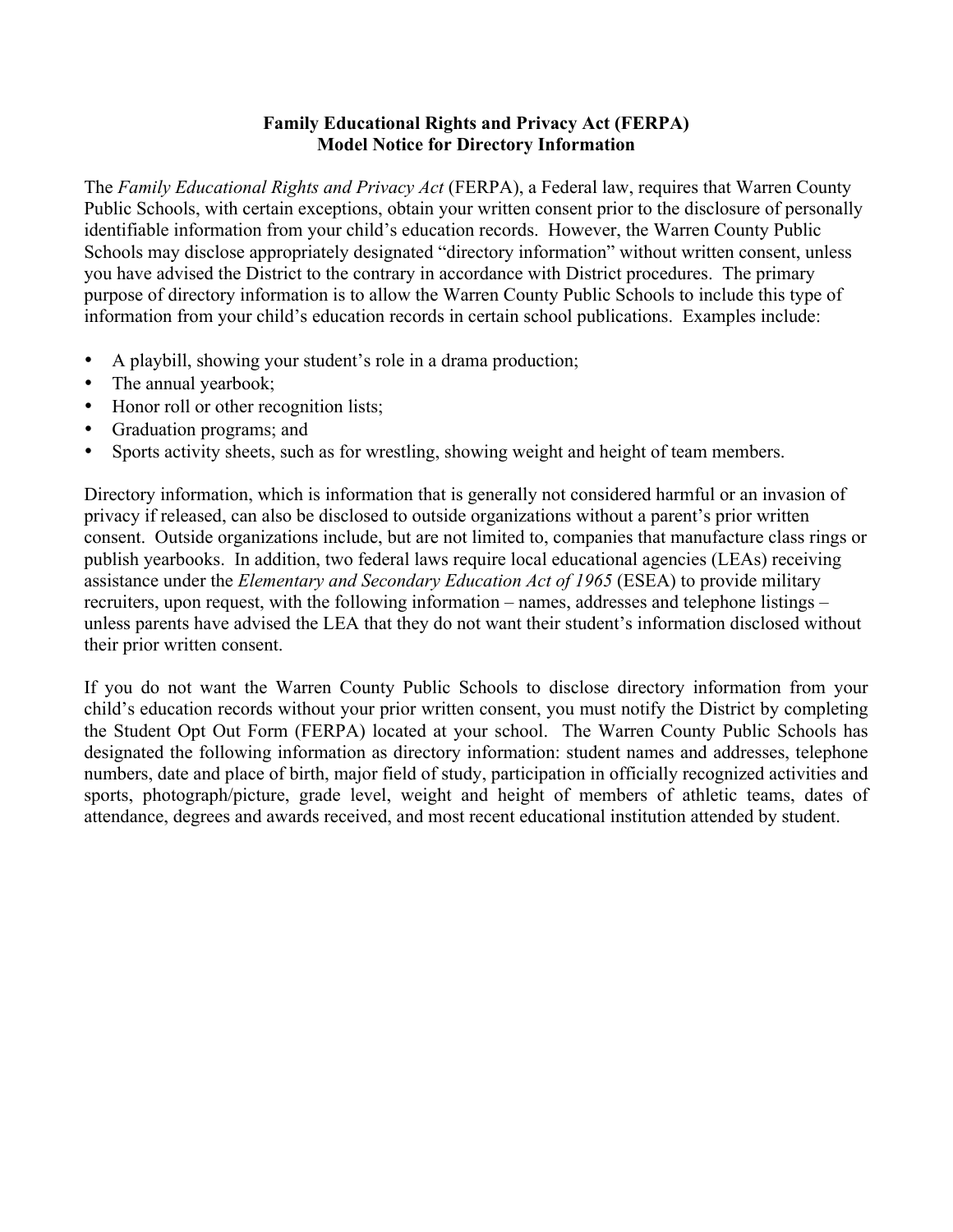**Family Educational Rights and Privacy Act (FERPA)**
**Model Notice for Directory Information**

The *Family Educational Rights and Privacy Act* (FERPA), a Federal law, requires that Warren County Public Schools, with certain exceptions, obtain your written consent prior to the disclosure of personally identifiable information from your child's education records. However, the Warren County Public Schools may disclose appropriately designated "directory information" without written consent, unless you have advised the District to the contrary in accordance with District procedures. The primary purpose of directory information is to allow the Warren County Public Schools to include this type of information from your child's education records in certain school publications. Examples include:

- A playbill, showing your student's role in a drama production;
- The annual yearbook;
- Honor roll or other recognition lists;
- Graduation programs; and
- Sports activity sheets, such as for wrestling, showing weight and height of team members.

Directory information, which is information that is generally not considered harmful or an invasion of privacy if released, can also be disclosed to outside organizations without a parent's prior written consent. Outside organizations include, but are not limited to, companies that manufacture class rings or publish yearbooks. In addition, two federal laws require local educational agencies (LEAs) receiving assistance under the *Elementary and Secondary Education Act of 1965* (ESEA) to provide military recruiters, upon request, with the following information – names, addresses and telephone listings – unless parents have advised the LEA that they do not want their student's information disclosed without their prior written consent.

If you do not want the Warren County Public Schools to disclose directory information from your child's education records without your prior written consent, you must notify the District by completing the Student Opt Out Form (FERPA) located at your school. The Warren County Public Schools has designated the following information as directory information: student names and addresses, telephone numbers, date and place of birth, major field of study, participation in officially recognized activities and sports, photograph/picture, grade level, weight and height of members of athletic teams, dates of attendance, degrees and awards received, and most recent educational institution attended by student.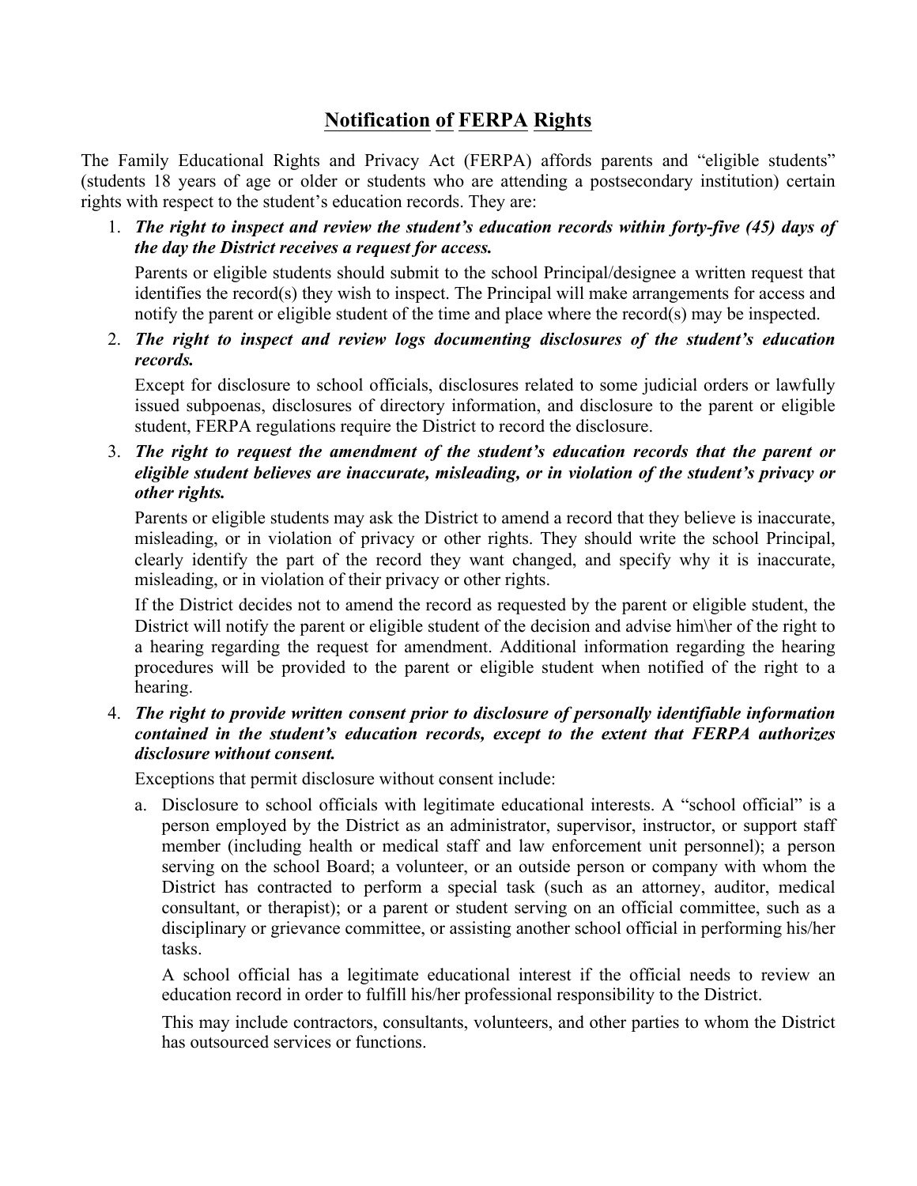# Notification of FERPA Rights

The Family Educational Rights and Privacy Act (FERPA) affords parents and "eligible students" (students 18 years of age or older or students who are attending a postsecondary institution) certain rights with respect to the student's education records. They are:

1. ***The right to inspect and review the student's education records within forty-five (45) days of the day the District receives a request for access.***

   Parents or eligible students should submit to the school Principal/designee a written request that identifies the record(s) they wish to inspect. The Principal will make arrangements for access and notify the parent or eligible student of the time and place where the record(s) may be inspected.

2. ***The right to inspect and review logs documenting disclosures of the student's education records.***

   Except for disclosure to school officials, disclosures related to some judicial orders or lawfully issued subpoenas, disclosures of directory information, and disclosure to the parent or eligible student, FERPA regulations require the District to record the disclosure.

3. ***The right to request the amendment of the student's education records that the parent or eligible student believes are inaccurate, misleading, or in violation of the student's privacy or other rights.***

   Parents or eligible students may ask the District to amend a record that they believe is inaccurate, misleading, or in violation of privacy or other rights. They should write the school Principal, clearly identify the part of the record they want changed, and specify why it is inaccurate, misleading, or in violation of their privacy or other rights.

   If the District decides not to amend the record as requested by the parent or eligible student, the District will notify the parent or eligible student of the decision and advise him\her of the right to a hearing regarding the request for amendment. Additional information regarding the hearing procedures will be provided to the parent or eligible student when notified of the right to a hearing.

4. ***The right to provide written consent prior to disclosure of personally identifiable information contained in the student's education records, except to the extent that FERPA authorizes disclosure without consent.***

   Exceptions that permit disclosure without consent include:

   a. Disclosure to school officials with legitimate educational interests. A "school official" is a person employed by the District as an administrator, supervisor, instructor, or support staff member (including health or medical staff and law enforcement unit personnel); a person serving on the school Board; a volunteer, or an outside person or company with whom the District has contracted to perform a special task (such as an attorney, auditor, medical consultant, or therapist); or a parent or student serving on an official committee, such as a disciplinary or grievance committee, or assisting another school official in performing his/her tasks.

      A school official has a legitimate educational interest if the official needs to review an education record in order to fulfill his/her professional responsibility to the District.

      This may include contractors, consultants, volunteers, and other parties to whom the District has outsourced services or functions.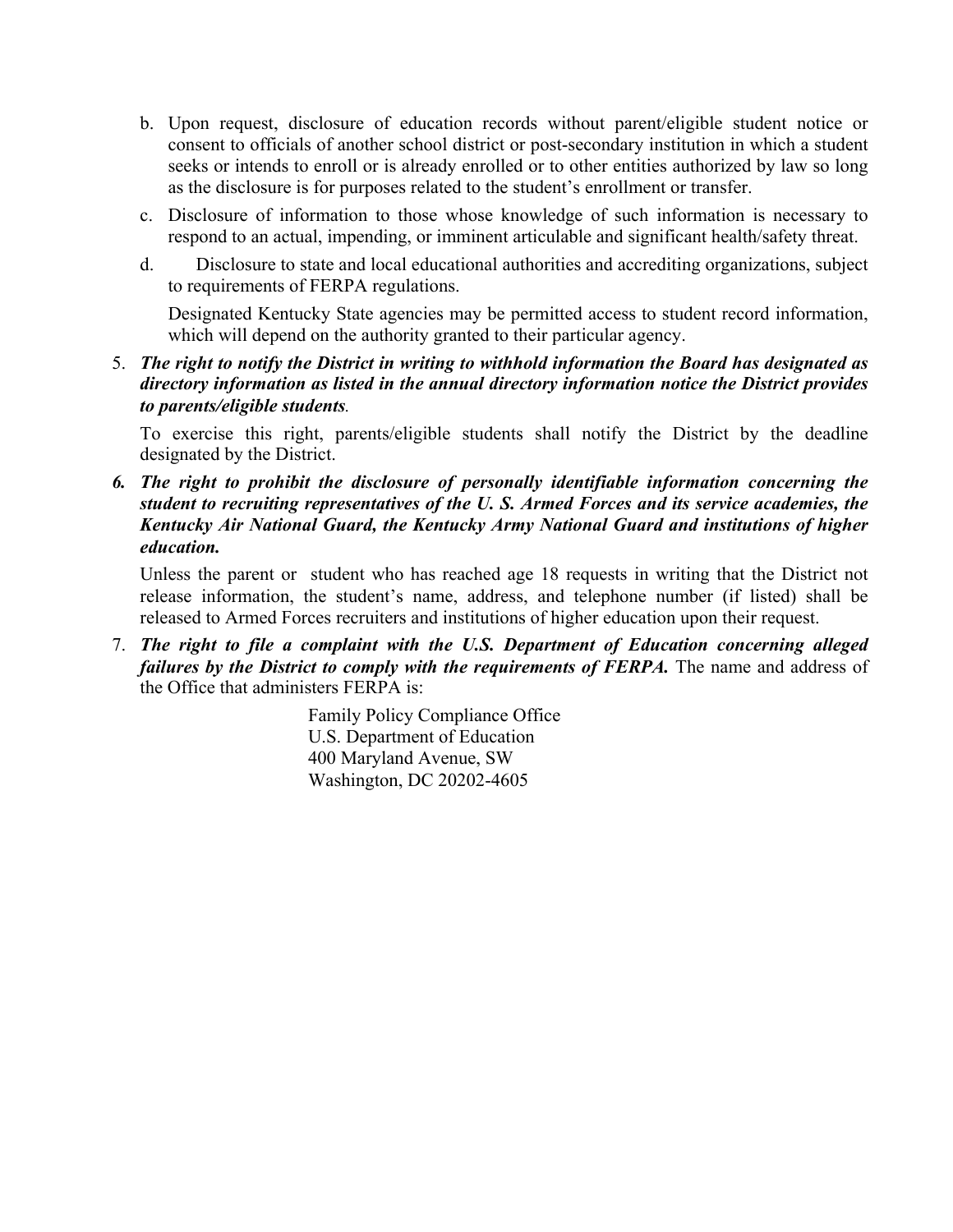b. Upon request, disclosure of education records without parent/eligible student notice or consent to officials of another school district or post-secondary institution in which a student seeks or intends to enroll or is already enrolled or to other entities authorized by law so long as the disclosure is for purposes related to the student's enrollment or transfer.

c. Disclosure of information to those whose knowledge of such information is necessary to respond to an actual, impending, or imminent articulable and significant health/safety threat.

d. Disclosure to state and local educational authorities and accrediting organizations, subject to requirements of FERPA regulations.

   Designated Kentucky State agencies may be permitted access to student record information, which will depend on the authority granted to their particular agency.

5. ***The right to notify the District in writing to withhold information the Board has designated as directory information as listed in the annual directory information notice the District provides to parents/eligible students***.

   To exercise this right, parents/eligible students shall notify the District by the deadline designated by the District.

6. ***The right to prohibit the disclosure of personally identifiable information concerning the student to recruiting representatives of the U. S. Armed Forces and its service academies, the Kentucky Air National Guard, the Kentucky Army National Guard and institutions of higher education.***

   Unless the parent or student who has reached age 18 requests in writing that the District not release information, the student's name, address, and telephone number (if listed) shall be released to Armed Forces recruiters and institutions of higher education upon their request.

7. ***The right to file a complaint with the U.S. Department of Education concerning alleged failures by the District to comply with the requirements of FERPA.*** The name and address of the Office that administers FERPA is:

   Family Policy Compliance Office
   U.S. Department of Education
   400 Maryland Avenue, SW
   Washington, DC 20202-4605